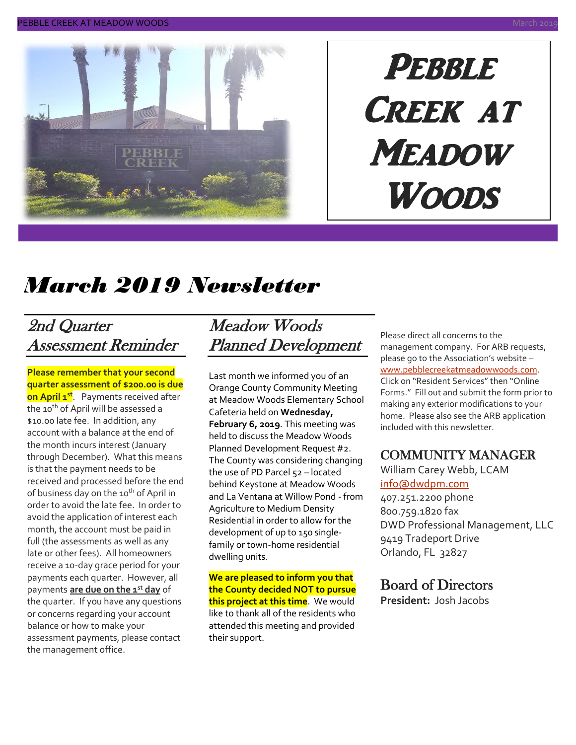# Pebble Creek at Meadow Woods

## March 2019 Newsletter

### 2nd Quarter Assessment Reminder

**Please remember that your second quarter assessment of $200.00 is due on April 1st**. Payments received after the 10th of April will be assessed a $10.00 late fee. In addition, any account with a balance at the end of the month incurs interest (January through December). What this means is that the payment needs to be received and processed before the end of business day on the 10th of April in order to avoid the late fee. In order to avoid the application of interest each month, the account must be paid in full (the assessments as well as any late or other fees). All homeowners receive a 10-day grace period for your payments each quarter. However, all payments **are due on the 1st day** of the quarter. If you have any questions or concerns regarding your account balance or how to make your assessment payments, please contact the management office.

### Meadow Woods Planned Development

Last month we informed you of an Orange County Community Meeting at Meadow Woods Elementary School Cafeteria held on **Wednesday, February 6, 2019**. This meeting was held to discuss the Meadow Woods Planned Development Request #2. The County was considering changing the use of PD Parcel 52 – located behind Keystone at Meadow Woods and La Ventana at Willow Pond - from Agriculture to Medium Density Residential in order to allow for the development of up to 150 single-family or town-home residential dwelling units.

**We are pleased to inform you that the County decided NOT to pursue this project at this time**. We would like to thank all of the residents who attended this meeting and provided their support.

Please direct all concerns to the management company. For ARB requests, please go to the Association's website – www.pebblecreekatmeadowwoods.com. Click on "Resident Services" then "Online Forms." Fill out and submit the form prior to making any exterior modifications to your home. Please also see the ARB application included with this newsletter.

### COMMUNITY MANAGER

William Carey Webb, LCAM
info@dwdpm.com
407.251.2200 phone
800.759.1820 fax
DWD Professional Management, LLC
9419 Tradeport Drive
Orlando, FL 32827

### Board of Directors

**President:** Josh Jacobs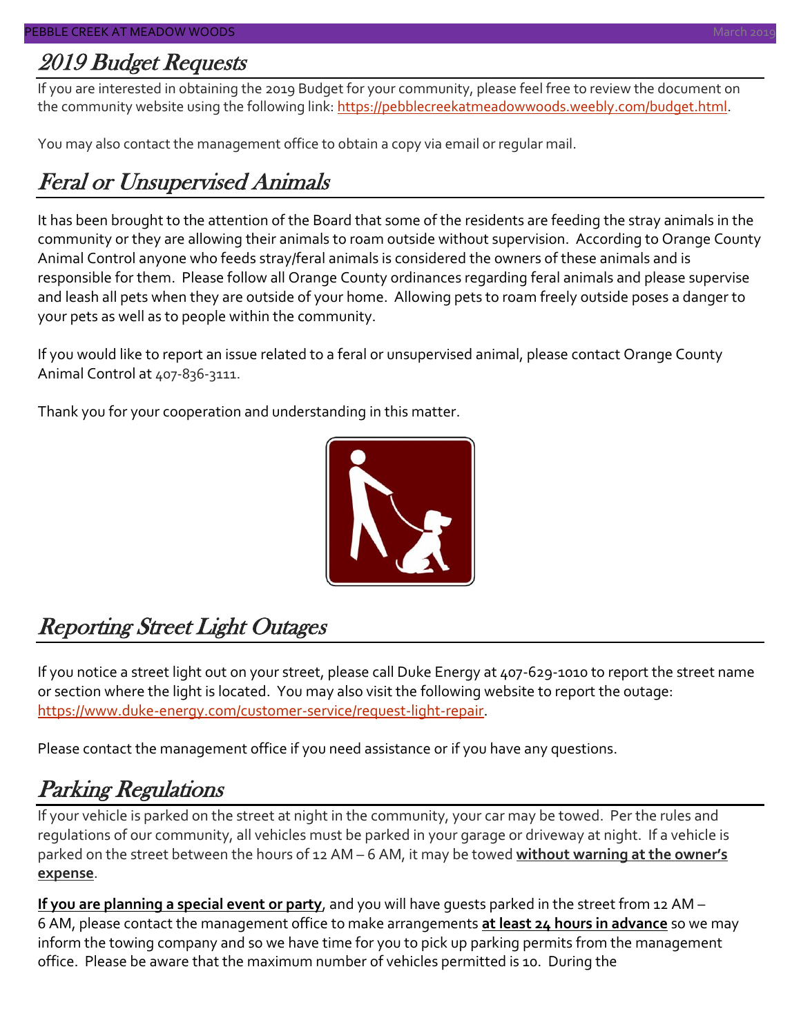## 2019 Budget Requests

If you are interested in obtaining the 2019 Budget for your community, please feel free to review the document on the community website using the following link: https://pebblecreekatmeadowwoods.weebly.com/budget.html.

You may also contact the management office to obtain a copy via email or regular mail.

## Feral or Unsupervised Animals

It has been brought to the attention of the Board that some of the residents are feeding the stray animals in the community or they are allowing their animals to roam outside without supervision. According to Orange County Animal Control anyone who feeds stray/feral animals is considered the owners of these animals and is responsible for them. Please follow all Orange County ordinances regarding feral animals and please supervise and leash all pets when they are outside of your home. Allowing pets to roam freely outside poses a danger to your pets as well as to people within the community.

If you would like to report an issue related to a feral or unsupervised animal, please contact Orange County Animal Control at 407-836-3111.

Thank you for your cooperation and understanding in this matter.

## Reporting Street Light Outages

If you notice a street light out on your street, please call Duke Energy at 407-629-1010 to report the street name or section where the light is located. You may also visit the following website to report the outage: https://www.duke-energy.com/customer-service/request-light-repair.

Please contact the management office if you need assistance or if you have any questions.

## Parking Regulations

If your vehicle is parked on the street at night in the community, your car may be towed. Per the rules and regulations of our community, all vehicles must be parked in your garage or driveway at night. If a vehicle is parked on the street between the hours of 12 AM – 6 AM, it may be towed **without warning at the owner's expense**.

**If you are planning a special event or party**, and you will have guests parked in the street from 12 AM – 6 AM, please contact the management office to make arrangements **at least 24 hours in advance** so we may inform the towing company and so we have time for you to pick up parking permits from the management office. Please be aware that the maximum number of vehicles permitted is 10. During the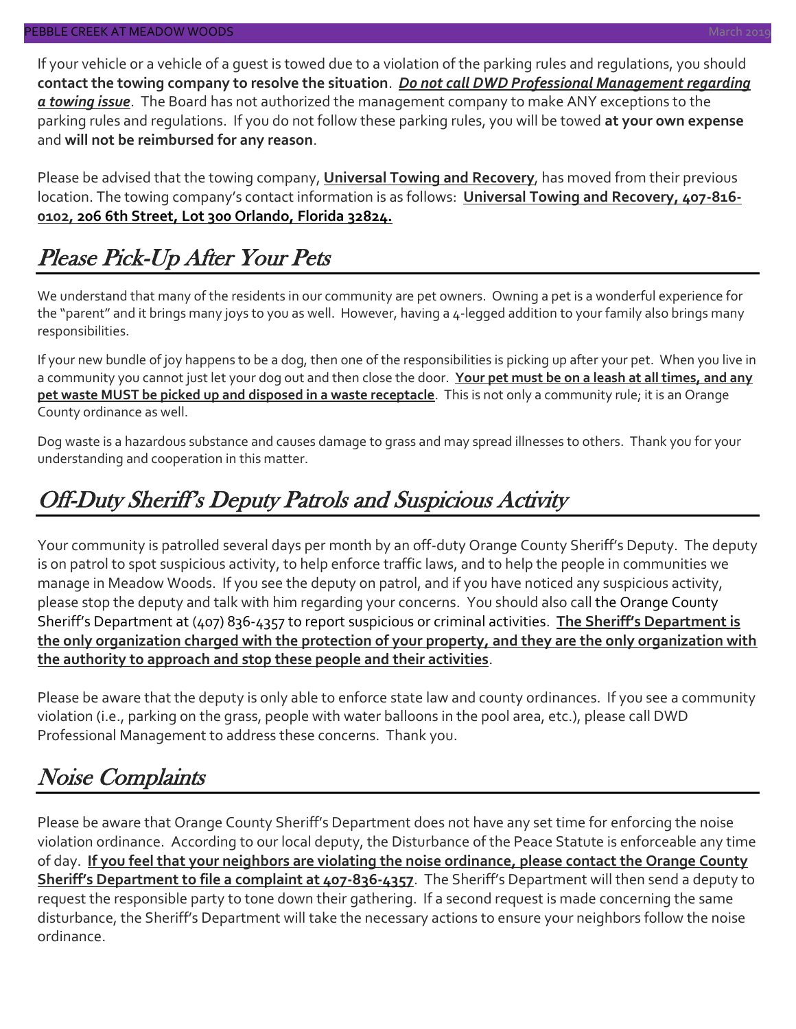If your vehicle or a vehicle of a guest is towed due to a violation of the parking rules and regulations, you should **contact the towing company to resolve the situation**. ***Do not call DWD Professional Management regarding a towing issue***. The Board has not authorized the management company to make ANY exceptions to the parking rules and regulations. If you do not follow these parking rules, you will be towed **at your own expense** and **will not be reimbursed for any reason**.

Please be advised that the towing company, **Universal Towing and Recovery**, has moved from their previous location. The towing company's contact information is as follows: **Universal Towing and Recovery, 407-816-0102, 206 6th Street, Lot 300 Orlando, Florida 32824.**

## *Please Pick-Up After Your Pets*

We understand that many of the residents in our community are pet owners. Owning a pet is a wonderful experience for the "parent" and it brings many joys to you as well. However, having a 4-legged addition to your family also brings many responsibilities.

If your new bundle of joy happens to be a dog, then one of the responsibilities is picking up after your pet. When you live in a community you cannot just let your dog out and then close the door. **Your pet must be on a leash at all times, and any pet waste MUST be picked up and disposed in a waste receptacle**. This is not only a community rule; it is an Orange County ordinance as well.

Dog waste is a hazardous substance and causes damage to grass and may spread illnesses to others. Thank you for your understanding and cooperation in this matter.

## *Off-Duty Sheriff's Deputy Patrols and Suspicious Activity*

Your community is patrolled several days per month by an off-duty Orange County Sheriff's Deputy. The deputy is on patrol to spot suspicious activity, to help enforce traffic laws, and to help the people in communities we manage in Meadow Woods. If you see the deputy on patrol, and if you have noticed any suspicious activity, please stop the deputy and talk with him regarding your concerns. You should also call the Orange County Sheriff's Department at (407) 836-4357 to report suspicious or criminal activities. **The Sheriff's Department is the only organization charged with the protection of your property, and they are the only organization with the authority to approach and stop these people and their activities**.

Please be aware that the deputy is only able to enforce state law and county ordinances. If you see a community violation (i.e., parking on the grass, people with water balloons in the pool area, etc.), please call DWD Professional Management to address these concerns. Thank you.

## *Noise Complaints*

Please be aware that Orange County Sheriff's Department does not have any set time for enforcing the noise violation ordinance. According to our local deputy, the Disturbance of the Peace Statute is enforceable any time of day. **If you feel that your neighbors are violating the noise ordinance, please contact the Orange County Sheriff's Department to file a complaint at 407-836-4357**. The Sheriff's Department will then send a deputy to request the responsible party to tone down their gathering. If a second request is made concerning the same disturbance, the Sheriff's Department will take the necessary actions to ensure your neighbors follow the noise ordinance.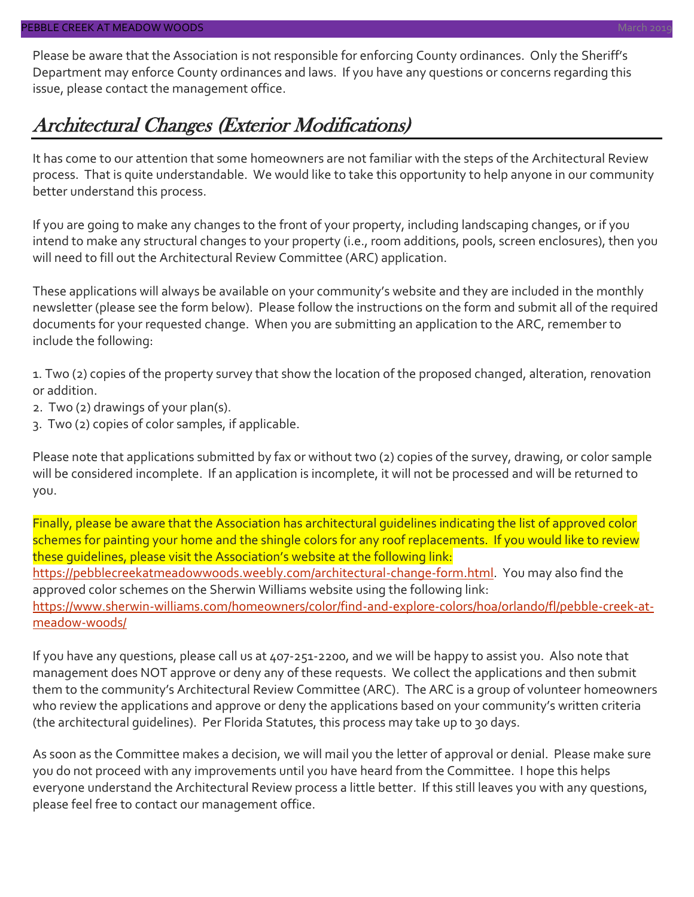Please be aware that the Association is not responsible for enforcing County ordinances. Only the Sheriff's Department may enforce County ordinances and laws. If you have any questions or concerns regarding this issue, please contact the management office.

## *Architectural Changes (Exterior Modifications)*

It has come to our attention that some homeowners are not familiar with the steps of the Architectural Review process. That is quite understandable. We would like to take this opportunity to help anyone in our community better understand this process.

If you are going to make any changes to the front of your property, including landscaping changes, or if you intend to make any structural changes to your property (i.e., room additions, pools, screen enclosures), then you will need to fill out the Architectural Review Committee (ARC) application.

These applications will always be available on your community's website and they are included in the monthly newsletter (please see the form below). Please follow the instructions on the form and submit all of the required documents for your requested change. When you are submitting an application to the ARC, remember to include the following:

1. Two (2) copies of the property survey that show the location of the proposed changed, alteration, renovation or addition.
2. Two (2) drawings of your plan(s).
3. Two (2) copies of color samples, if applicable.

Please note that applications submitted by fax or without two (2) copies of the survey, drawing, or color sample will be considered incomplete. If an application is incomplete, it will not be processed and will be returned to you.

Finally, please be aware that the Association has architectural guidelines indicating the list of approved color schemes for painting your home and the shingle colors for any roof replacements. If you would like to review these guidelines, please visit the Association's website at the following link: https://pebblecreekatmeadowwoods.weebly.com/architectural-change-form.html. You may also find the approved color schemes on the Sherwin Williams website using the following link: https://www.sherwin-williams.com/homeowners/color/find-and-explore-colors/hoa/orlando/fl/pebble-creek-at-meadow-woods/

If you have any questions, please call us at 407-251-2200, and we will be happy to assist you. Also note that management does NOT approve or deny any of these requests. We collect the applications and then submit them to the community's Architectural Review Committee (ARC). The ARC is a group of volunteer homeowners who review the applications and approve or deny the applications based on your community's written criteria (the architectural guidelines). Per Florida Statutes, this process may take up to 30 days.

As soon as the Committee makes a decision, we will mail you the letter of approval or denial. Please make sure you do not proceed with any improvements until you have heard from the Committee. I hope this helps everyone understand the Architectural Review process a little better. If this still leaves you with any questions, please feel free to contact our management office.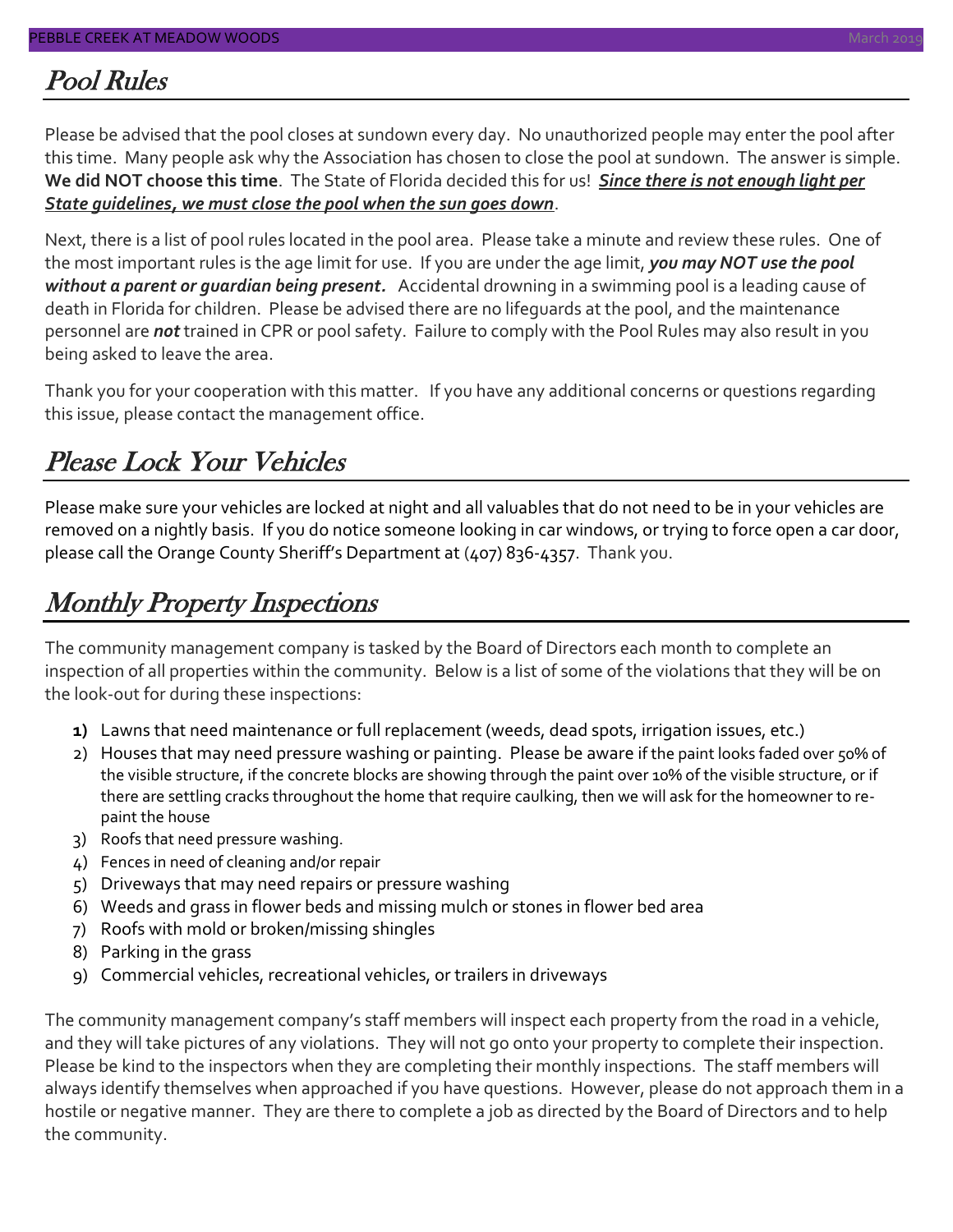## Pool Rules

Please be advised that the pool closes at sundown every day. No unauthorized people may enter the pool after this time. Many people ask why the Association has chosen to close the pool at sundown. The answer is simple. **We did NOT choose this time**. The State of Florida decided this for us! ***Since there is not enough light per State guidelines, we must close the pool when the sun goes down***.

Next, there is a list of pool rules located in the pool area. Please take a minute and review these rules. One of the most important rules is the age limit for use. If you are under the age limit, ***you may NOT use the pool without a parent or guardian being present.*** Accidental drowning in a swimming pool is a leading cause of death in Florida for children. Please be advised there are no lifeguards at the pool, and the maintenance personnel are ***not*** trained in CPR or pool safety. Failure to comply with the Pool Rules may also result in you being asked to leave the area.

Thank you for your cooperation with this matter. If you have any additional concerns or questions regarding this issue, please contact the management office.

## Please Lock Your Vehicles

Please make sure your vehicles are locked at night and all valuables that do not need to be in your vehicles are removed on a nightly basis. If you do notice someone looking in car windows, or trying to force open a car door, please call the Orange County Sheriff's Department at (407) 836-4357. Thank you.

## Monthly Property Inspections

The community management company is tasked by the Board of Directors each month to complete an inspection of all properties within the community. Below is a list of some of the violations that they will be on the look-out for during these inspections:

1) Lawns that need maintenance or full replacement (weeds, dead spots, irrigation issues, etc.)
2) Houses that may need pressure washing or painting. Please be aware if the paint looks faded over 50% of the visible structure, if the concrete blocks are showing through the paint over 10% of the visible structure, or if there are settling cracks throughout the home that require caulking, then we will ask for the homeowner to re-paint the house
3) Roofs that need pressure washing.
4) Fences in need of cleaning and/or repair
5) Driveways that may need repairs or pressure washing
6) Weeds and grass in flower beds and missing mulch or stones in flower bed area
7) Roofs with mold or broken/missing shingles
8) Parking in the grass
9) Commercial vehicles, recreational vehicles, or trailers in driveways

The community management company's staff members will inspect each property from the road in a vehicle, and they will take pictures of any violations. They will not go onto your property to complete their inspection. Please be kind to the inspectors when they are completing their monthly inspections. The staff members will always identify themselves when approached if you have questions. However, please do not approach them in a hostile or negative manner. They are there to complete a job as directed by the Board of Directors and to help the community.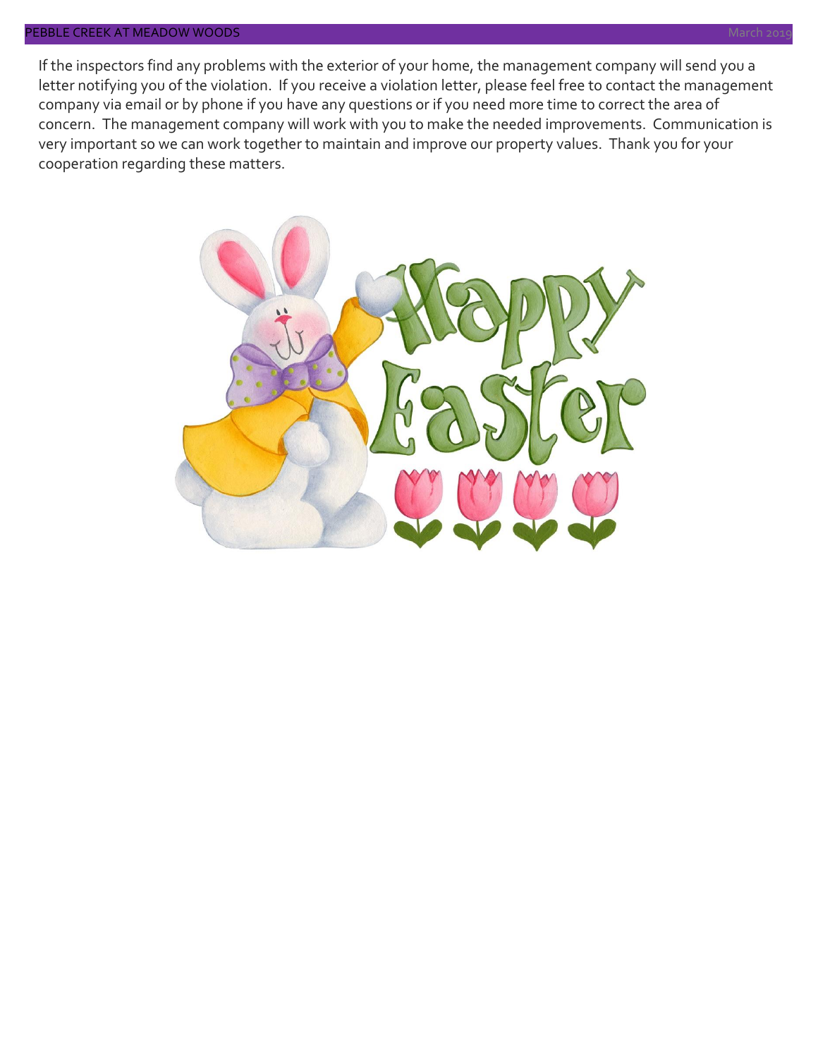If the inspectors find any problems with the exterior of your home, the management company will send you a letter notifying you of the violation. If you receive a violation letter, please feel free to contact the management company via email or by phone if you have any questions or if you need more time to correct the area of concern. The management company will work with you to make the needed improvements. Communication is very important so we can work together to maintain and improve our property values. Thank you for your cooperation regarding these matters.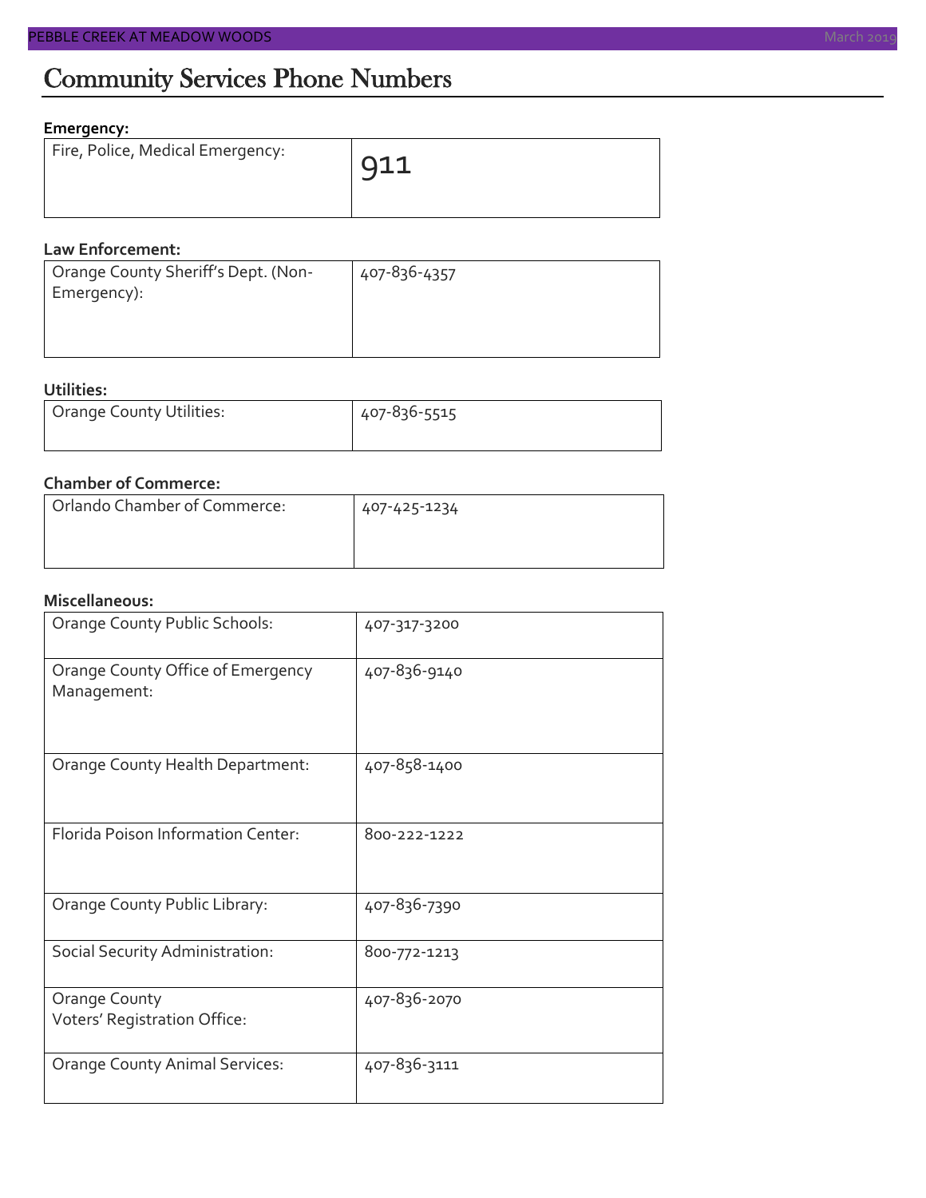# Community Services Phone Numbers

**Emergency:**

| Fire, Police, Medical Emergency: | 911 |
|---|---|

**Law Enforcement:**

| Orange County Sheriff's Dept. (Non-Emergency): | 407-836-4357 |
|---|---|

**Utilities:**

| Orange County Utilities: | 407-836-5515 |
|---|---|

**Chamber of Commerce:**

| Orlando Chamber of Commerce: | 407-425-1234 |
|---|---|

**Miscellaneous:**

| Orange County Public Schools: | 407-317-3200 |
|---|---|
| Orange County Office of Emergency Management: | 407-836-9140 |
| Orange County Health Department: | 407-858-1400 |
| Florida Poison Information Center: | 800-222-1222 |
| Orange County Public Library: | 407-836-7390 |
| Social Security Administration: | 800-772-1213 |
| Orange County Voters' Registration Office: | 407-836-2070 |
| Orange County Animal Services: | 407-836-3111 |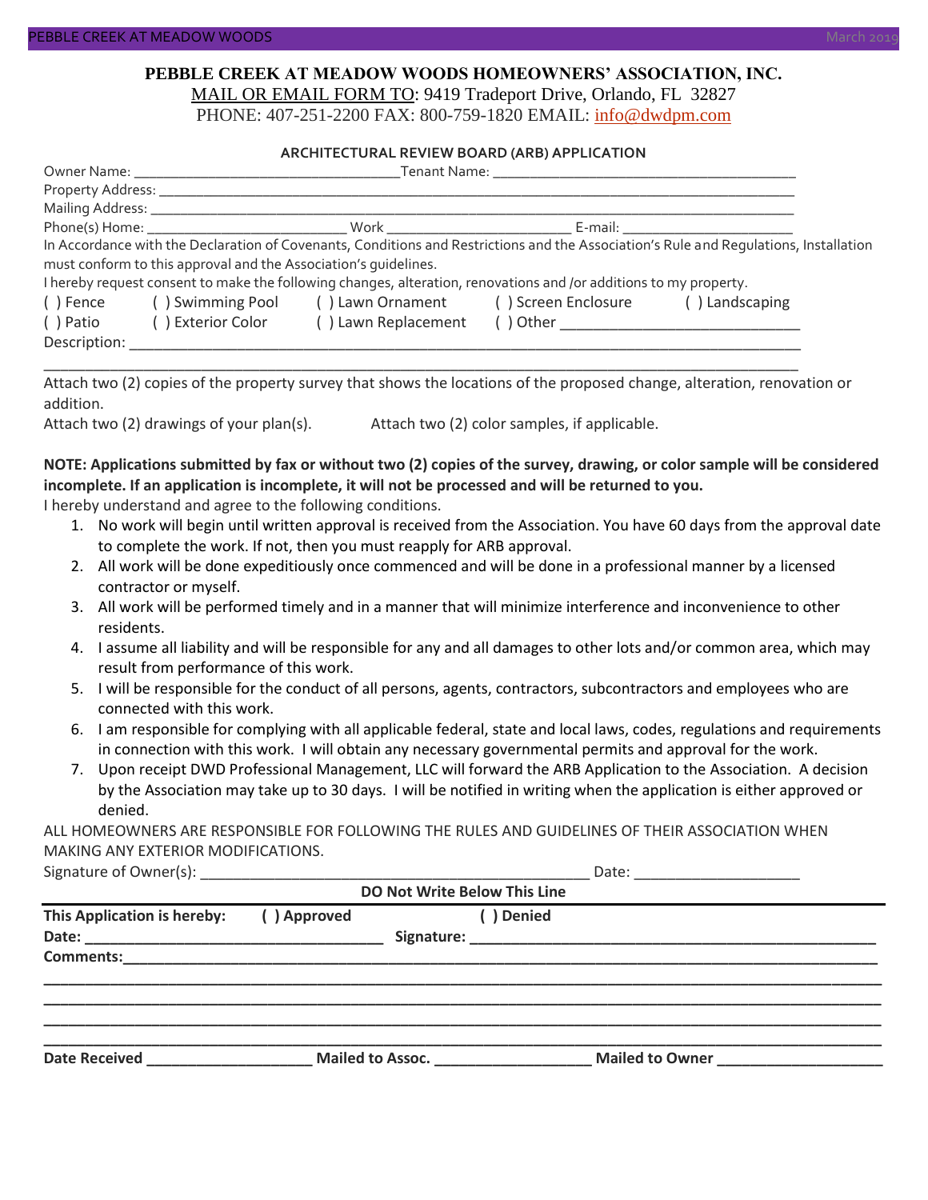**PEBBLE CREEK AT MEADOW WOODS HOMEOWNERS' ASSOCIATION, INC.**

MAIL OR EMAIL FORM TO: 9419 Tradeport Drive, Orlando, FL 32827

PHONE: 407-251-2200 FAX: 800-759-1820 EMAIL: info@dwdpm.com

## ARCHITECTURAL REVIEW BOARD (ARB) APPLICATION

Owner Name: ___________________________________ Tenant Name: ________________________________________

Property Address: ________________________________________________________________________________

Mailing Address: _________________________________________________________________________________

Phone(s) Home: __________________________ Work _________________________ E-mail: ______________________

In Accordance with the Declaration of Covenants, Conditions and Restrictions and the Association's Rule and Regulations, Installation must conform to this approval and the Association's guidelines.

I hereby request consent to make the following changes, alteration, renovations and /or additions to my property.

( ) Fence ( ) Swimming Pool ( ) Lawn Ornament ( ) Screen Enclosure ( ) Landscaping

( ) Patio ( ) Exterior Color ( ) Lawn Replacement ( ) Other ______________________________

Description: ______________________________________________________________________________________

___________________________________________________________________________________________________

Attach two (2) copies of the property survey that shows the locations of the proposed change, alteration, renovation or addition.

Attach two (2) drawings of your plan(s). Attach two (2) color samples, if applicable.

**NOTE: Applications submitted by fax or without two (2) copies of the survey, drawing, or color sample will be considered incomplete. If an application is incomplete, it will not be processed and will be returned to you.**

I hereby understand and agree to the following conditions.

1. No work will begin until written approval is received from the Association. You have 60 days from the approval date to complete the work. If not, then you must reapply for ARB approval.
2. All work will be done expeditiously once commenced and will be done in a professional manner by a licensed contractor or myself.
3. All work will be performed timely and in a manner that will minimize interference and inconvenience to other residents.
4. I assume all liability and will be responsible for any and all damages to other lots and/or common area, which may result from performance of this work.
5. I will be responsible for the conduct of all persons, agents, contractors, subcontractors and employees who are connected with this work.
6. I am responsible for complying with all applicable federal, state and local laws, codes, regulations and requirements in connection with this work. I will obtain any necessary governmental permits and approval for the work.
7. Upon receipt DWD Professional Management, LLC will forward the ARB Application to the Association. A decision by the Association may take up to 30 days. I will be notified in writing when the application is either approved or denied.

ALL HOMEOWNERS ARE RESPONSIBLE FOR FOLLOWING THE RULES AND GUIDELINES OF THEIR ASSOCIATION WHEN MAKING ANY EXTERIOR MODIFICATIONS.

Signature of Owner(s): _________________________________________________ Date: ____________________

**DO Not Write Below This Line**

**This Application is hereby: ( ) Approved ( ) Denied**

**Date:** ___________________________________ **Signature:** __________________________________________________

**Comments:**______________________________________________________________________________________________

___________________________________________________________________________________________________________

___________________________________________________________________________________________________________

___________________________________________________________________________________________________________

___________________________________________________________________________________________________________

**Date Received** ____________________ **Mailed to Assoc.** ___________________ **Mailed to Owner** ____________________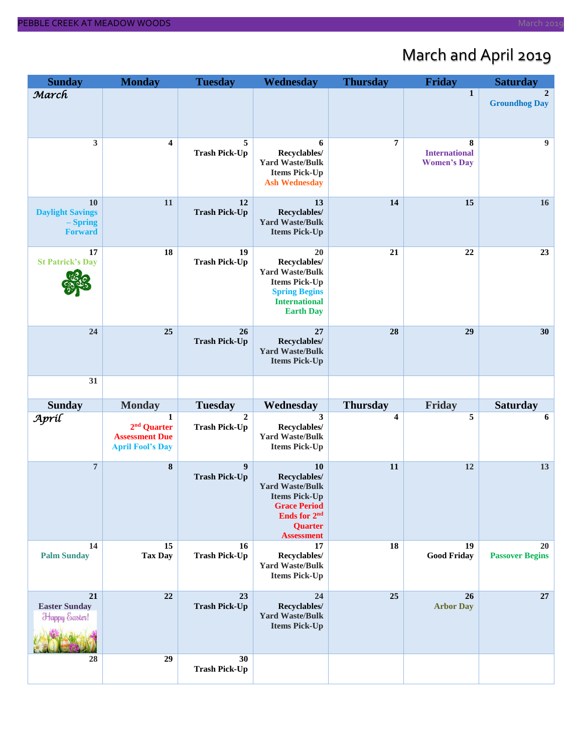# March and April 2019

| Sunday | Monday | Tuesday | Wednesday | Thursday | Friday | Saturday |
|---|---|---|---|---|---|---|
| *March* | | | | | 1 | 2 Groundhog Day |
| 3 | 4 | 5 Trash Pick-Up | 6 Recyclables/ Yard Waste/Bulk Items Pick-Up Ash Wednesday | 7 | 8 International Women's Day | 9 |
| 10 Daylight Savings – Spring Forward | 11 | 12 Trash Pick-Up | 13 Recyclables/ Yard Waste/Bulk Items Pick-Up | 14 | 15 | 16 |
| 17 St Patrick's Day | 18 | 19 Trash Pick-Up | 20 Recyclables/ Yard Waste/Bulk Items Pick-Up Spring Begins International Earth Day | 21 | 22 | 23 |
| 24 | 25 | 26 Trash Pick-Up | 27 Recyclables/ Yard Waste/Bulk Items Pick-Up | 28 | 29 | 30 |
| 31 | | | | | | |
| **Sunday** | **Monday** | **Tuesday** | **Wednesday** | **Thursday** | **Friday** | **Saturday** |
| *April* | 1 2nd Quarter Assessment Due April Fool's Day | 2 Trash Pick-Up | 3 Recyclables/ Yard Waste/Bulk Items Pick-Up | 4 | 5 | 6 |
| 7 | 8 | 9 Trash Pick-Up | 10 Recyclables/ Yard Waste/Bulk Items Pick-Up Grace Period Ends for 2nd Quarter Assessment | 11 | 12 | 13 |
| 14 Palm Sunday | 15 Tax Day | 16 Trash Pick-Up | 17 Recyclables/ Yard Waste/Bulk Items Pick-Up | 18 | 19 Good Friday | 20 Passover Begins |
| 21 Easter Sunday Happy Easter! | 22 | 23 Trash Pick-Up | 24 Recyclables/ Yard Waste/Bulk Items Pick-Up | 25 | 26 Arbor Day | 27 |
| 28 | 29 | 30 Trash Pick-Up | | | | |